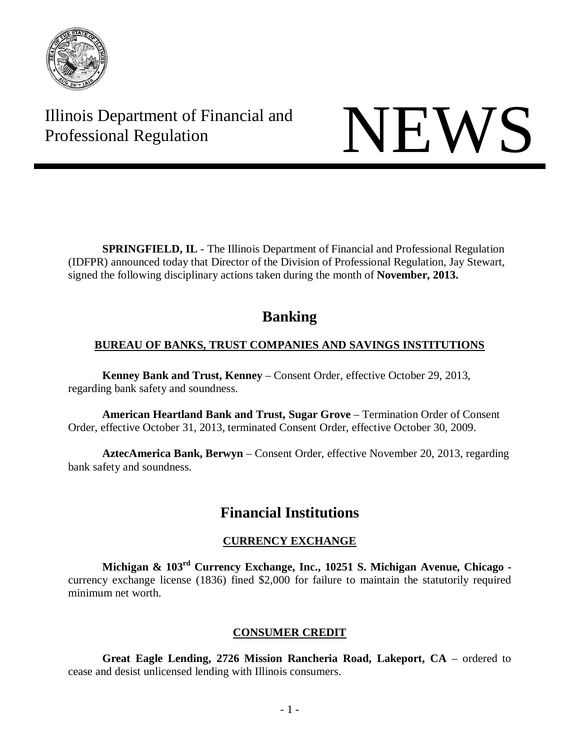Illinois Department of Financial and Professional Regulation

# NEWS

**SPRINGFIELD, IL** - The Illinois Department of Financial and Professional Regulation (IDFPR) announced today that Director of the Division of Professional Regulation, Jay Stewart, signed the following disciplinary actions taken during the month of **November, 2013.**

## Banking

### BUREAU OF BANKS, TRUST COMPANIES AND SAVINGS INSTITUTIONS

**Kenney Bank and Trust, Kenney** – Consent Order, effective October 29, 2013, regarding bank safety and soundness.

**American Heartland Bank and Trust, Sugar Grove** – Termination Order of Consent Order, effective October 31, 2013, terminated Consent Order, effective October 30, 2009.

**AztecAmerica Bank, Berwyn** – Consent Order, effective November 20, 2013, regarding bank safety and soundness.

## Financial Institutions

### CURRENCY EXCHANGE

**Michigan & 103rd Currency Exchange, Inc., 10251 S. Michigan Avenue, Chicago -** currency exchange license (1836) fined $2,000 for failure to maintain the statutorily required minimum net worth.

### CONSUMER CREDIT

**Great Eagle Lending, 2726 Mission Rancheria Road, Lakeport, CA** – ordered to cease and desist unlicensed lending with Illinois consumers.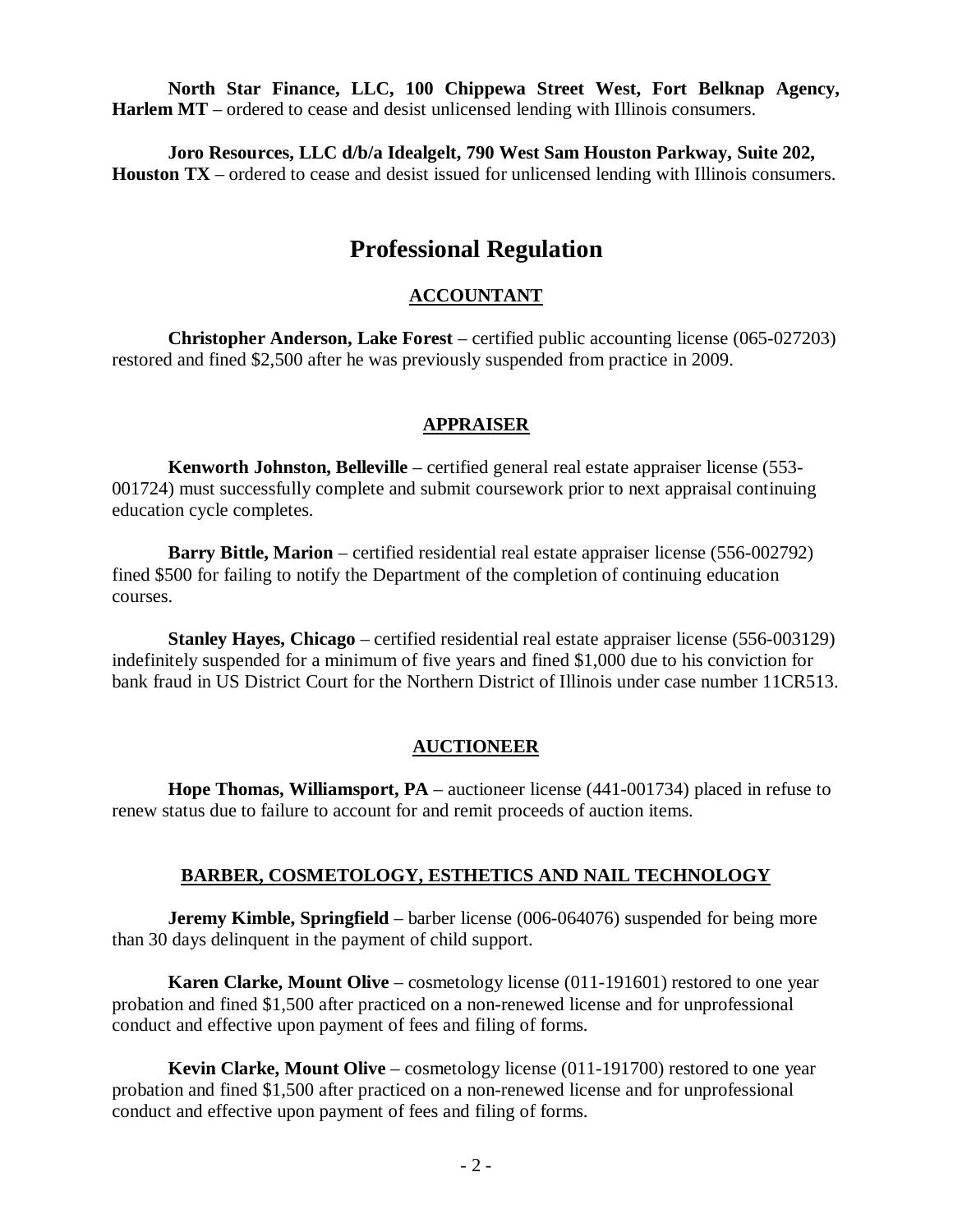**North Star Finance, LLC, 100 Chippewa Street West, Fort Belknap Agency, Harlem MT** – ordered to cease and desist unlicensed lending with Illinois consumers.

**Joro Resources, LLC d/b/a Idealgelt, 790 West Sam Houston Parkway, Suite 202, Houston TX** – ordered to cease and desist issued for unlicensed lending with Illinois consumers.

# Professional Regulation

## ACCOUNTANT

**Christopher Anderson, Lake Forest** – certified public accounting license (065-027203) restored and fined $2,500 after he was previously suspended from practice in 2009.

## APPRAISER

**Kenworth Johnston, Belleville** – certified general real estate appraiser license (553-001724) must successfully complete and submit coursework prior to next appraisal continuing education cycle completes.

**Barry Bittle, Marion** – certified residential real estate appraiser license (556-002792) fined $500 for failing to notify the Department of the completion of continuing education courses.

**Stanley Hayes, Chicago** – certified residential real estate appraiser license (556-003129) indefinitely suspended for a minimum of five years and fined $1,000 due to his conviction for bank fraud in US District Court for the Northern District of Illinois under case number 11CR513.

## AUCTIONEER

**Hope Thomas, Williamsport, PA** – auctioneer license (441-001734) placed in refuse to renew status due to failure to account for and remit proceeds of auction items.

## BARBER, COSMETOLOGY, ESTHETICS AND NAIL TECHNOLOGY

**Jeremy Kimble, Springfield** – barber license (006-064076) suspended for being more than 30 days delinquent in the payment of child support.

**Karen Clarke, Mount Olive** – cosmetology license (011-191601) restored to one year probation and fined $1,500 after practiced on a non-renewed license and for unprofessional conduct and effective upon payment of fees and filing of forms.

**Kevin Clarke, Mount Olive** – cosmetology license (011-191700) restored to one year probation and fined $1,500 after practiced on a non-renewed license and for unprofessional conduct and effective upon payment of fees and filing of forms.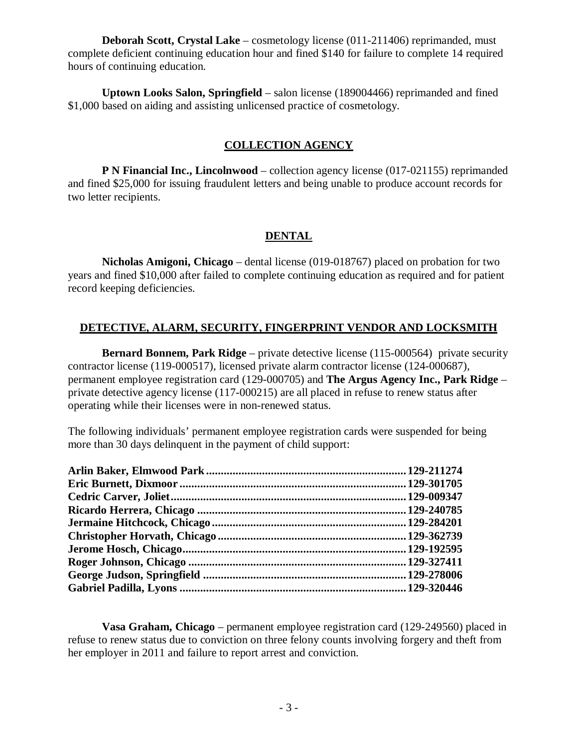**Deborah Scott, Crystal Lake** – cosmetology license (011-211406) reprimanded, must complete deficient continuing education hour and fined $140 for failure to complete 14 required hours of continuing education.

**Uptown Looks Salon, Springfield** – salon license (189004466) reprimanded and fined $1,000 based on aiding and assisting unlicensed practice of cosmetology.

## COLLECTION AGENCY

**P N Financial Inc., Lincolnwood** – collection agency license (017-021155) reprimanded and fined $25,000 for issuing fraudulent letters and being unable to produce account records for two letter recipients.

## DENTAL

**Nicholas Amigoni, Chicago** – dental license (019-018767) placed on probation for two years and fined $10,000 after failed to complete continuing education as required and for patient record keeping deficiencies.

## DETECTIVE, ALARM, SECURITY, FINGERPRINT VENDOR AND LOCKSMITH

**Bernard Bonnem, Park Ridge** – private detective license (115-000564) private security contractor license (119-000517), licensed private alarm contractor license (124-000687), permanent employee registration card (129-000705) and **The Argus Agency Inc., Park Ridge** – private detective agency license (117-000215) are all placed in refuse to renew status after operating while their licenses were in non-renewed status.

The following individuals' permanent employee registration cards were suspended for being more than 30 days delinquent in the payment of child support:

| | |
|---|---|
| **Arlin Baker, Elmwood Park** | **129-211274** |
| **Eric Burnett, Dixmoor** | **129-301705** |
| **Cedric Carver, Joliet** | **129-009347** |
| **Ricardo Herrera, Chicago** | **129-240785** |
| **Jermaine Hitchcock, Chicago** | **129-284201** |
| **Christopher Horvath, Chicago** | **129-362739** |
| **Jerome Hosch, Chicago** | **129-192595** |
| **Roger Johnson, Chicago** | **129-327411** |
| **George Judson, Springfield** | **129-278006** |
| **Gabriel Padilla, Lyons** | **129-320446** |

**Vasa Graham, Chicago** – permanent employee registration card (129-249560) placed in refuse to renew status due to conviction on three felony counts involving forgery and theft from her employer in 2011 and failure to report arrest and conviction.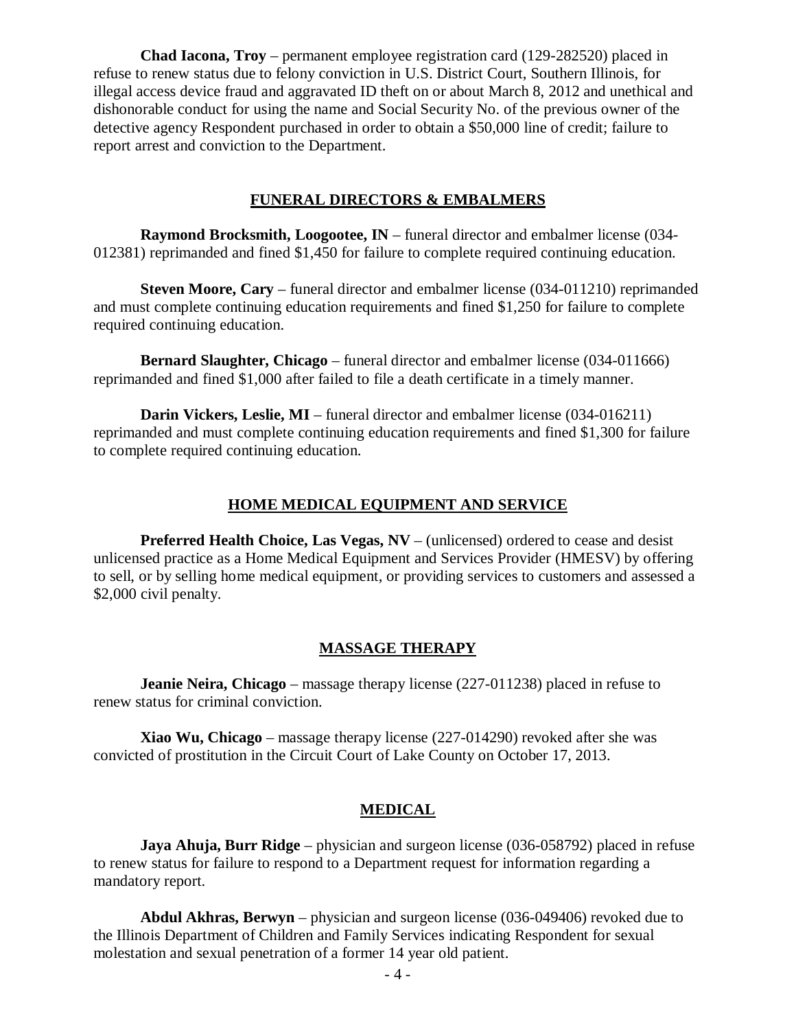**Chad Iacona, Troy** – permanent employee registration card (129-282520) placed in refuse to renew status due to felony conviction in U.S. District Court, Southern Illinois, for illegal access device fraud and aggravated ID theft on or about March 8, 2012 and unethical and dishonorable conduct for using the name and Social Security No. of the previous owner of the detective agency Respondent purchased in order to obtain a $50,000 line of credit; failure to report arrest and conviction to the Department.

## FUNERAL DIRECTORS & EMBALMERS

**Raymond Brocksmith, Loogootee, IN** – funeral director and embalmer license (034-012381) reprimanded and fined $1,450 for failure to complete required continuing education.

**Steven Moore, Cary** – funeral director and embalmer license (034-011210) reprimanded and must complete continuing education requirements and fined $1,250 for failure to complete required continuing education.

**Bernard Slaughter, Chicago** – funeral director and embalmer license (034-011666) reprimanded and fined $1,000 after failed to file a death certificate in a timely manner.

**Darin Vickers, Leslie, MI** – funeral director and embalmer license (034-016211) reprimanded and must complete continuing education requirements and fined $1,300 for failure to complete required continuing education.

## HOME MEDICAL EQUIPMENT AND SERVICE

**Preferred Health Choice, Las Vegas, NV** – (unlicensed) ordered to cease and desist unlicensed practice as a Home Medical Equipment and Services Provider (HMESV) by offering to sell, or by selling home medical equipment, or providing services to customers and assessed a $2,000 civil penalty.

## MASSAGE THERAPY

**Jeanie Neira, Chicago** – massage therapy license (227-011238) placed in refuse to renew status for criminal conviction.

**Xiao Wu, Chicago** – massage therapy license (227-014290) revoked after she was convicted of prostitution in the Circuit Court of Lake County on October 17, 2013.

## MEDICAL

**Jaya Ahuja, Burr Ridge** – physician and surgeon license (036-058792) placed in refuse to renew status for failure to respond to a Department request for information regarding a mandatory report.

**Abdul Akhras, Berwyn** – physician and surgeon license (036-049406) revoked due to the Illinois Department of Children and Family Services indicating Respondent for sexual molestation and sexual penetration of a former 14 year old patient.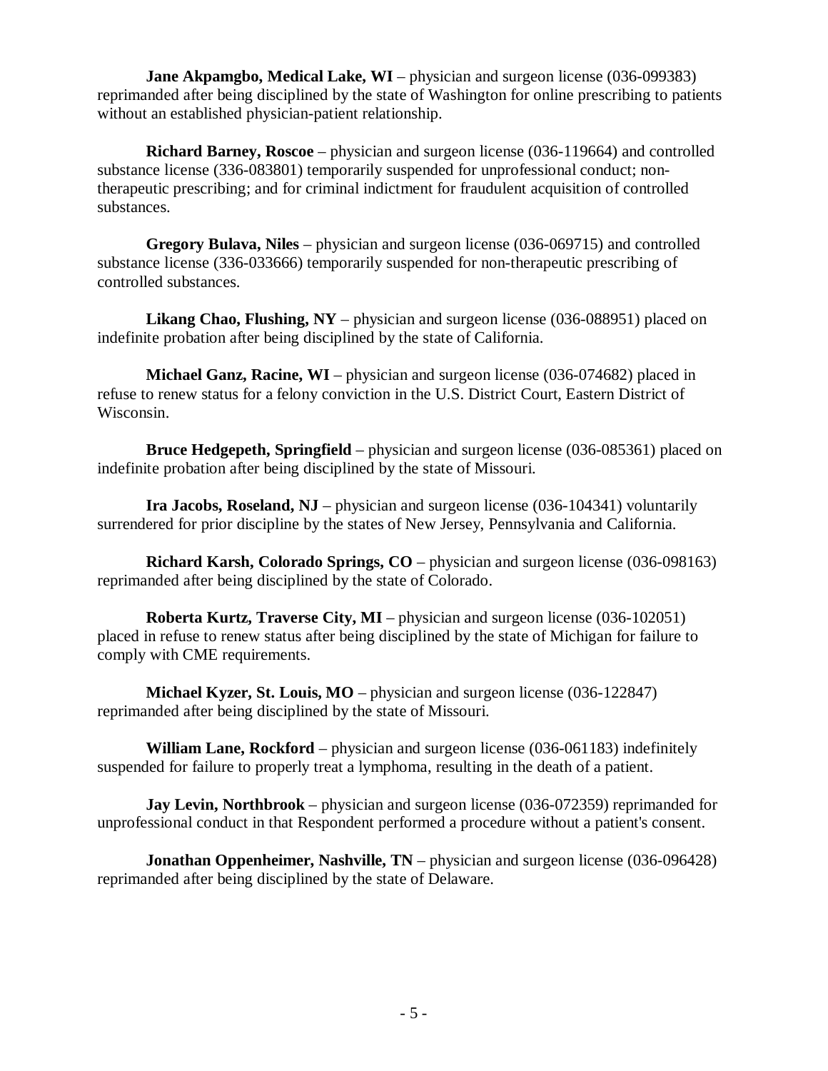**Jane Akpamgbo, Medical Lake, WI** – physician and surgeon license (036-099383) reprimanded after being disciplined by the state of Washington for online prescribing to patients without an established physician-patient relationship.

**Richard Barney, Roscoe** – physician and surgeon license (036-119664) and controlled substance license (336-083801) temporarily suspended for unprofessional conduct; non-therapeutic prescribing; and for criminal indictment for fraudulent acquisition of controlled substances.

**Gregory Bulava, Niles** – physician and surgeon license (036-069715) and controlled substance license (336-033666) temporarily suspended for non-therapeutic prescribing of controlled substances.

**Likang Chao, Flushing, NY** – physician and surgeon license (036-088951) placed on indefinite probation after being disciplined by the state of California.

**Michael Ganz, Racine, WI** – physician and surgeon license (036-074682) placed in refuse to renew status for a felony conviction in the U.S. District Court, Eastern District of Wisconsin.

**Bruce Hedgepeth, Springfield** – physician and surgeon license (036-085361) placed on indefinite probation after being disciplined by the state of Missouri.

**Ira Jacobs, Roseland, NJ** – physician and surgeon license (036-104341) voluntarily surrendered for prior discipline by the states of New Jersey, Pennsylvania and California.

**Richard Karsh, Colorado Springs, CO** – physician and surgeon license (036-098163) reprimanded after being disciplined by the state of Colorado.

**Roberta Kurtz, Traverse City, MI** – physician and surgeon license (036-102051) placed in refuse to renew status after being disciplined by the state of Michigan for failure to comply with CME requirements.

**Michael Kyzer, St. Louis, MO** – physician and surgeon license (036-122847) reprimanded after being disciplined by the state of Missouri.

**William Lane, Rockford** – physician and surgeon license (036-061183) indefinitely suspended for failure to properly treat a lymphoma, resulting in the death of a patient.

**Jay Levin, Northbrook** – physician and surgeon license (036-072359) reprimanded for unprofessional conduct in that Respondent performed a procedure without a patient's consent.

**Jonathan Oppenheimer, Nashville, TN** – physician and surgeon license (036-096428) reprimanded after being disciplined by the state of Delaware.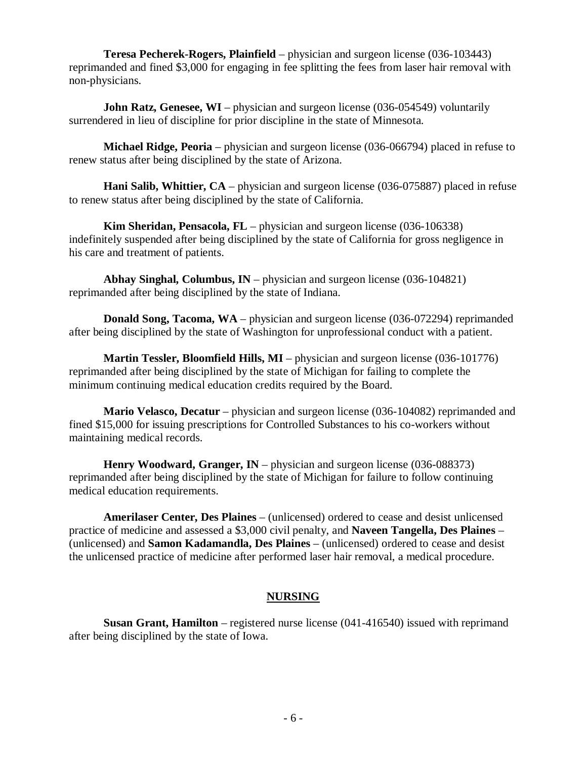**Teresa Pecherek-Rogers, Plainfield** – physician and surgeon license (036-103443) reprimanded and fined $3,000 for engaging in fee splitting the fees from laser hair removal with non-physicians.

**John Ratz, Genesee, WI** – physician and surgeon license (036-054549) voluntarily surrendered in lieu of discipline for prior discipline in the state of Minnesota.

**Michael Ridge, Peoria** – physician and surgeon license (036-066794) placed in refuse to renew status after being disciplined by the state of Arizona.

**Hani Salib, Whittier, CA** – physician and surgeon license (036-075887) placed in refuse to renew status after being disciplined by the state of California.

**Kim Sheridan, Pensacola, FL** – physician and surgeon license (036-106338) indefinitely suspended after being disciplined by the state of California for gross negligence in his care and treatment of patients.

**Abhay Singhal, Columbus, IN** – physician and surgeon license (036-104821) reprimanded after being disciplined by the state of Indiana.

**Donald Song, Tacoma, WA** – physician and surgeon license (036-072294) reprimanded after being disciplined by the state of Washington for unprofessional conduct with a patient.

**Martin Tessler, Bloomfield Hills, MI** – physician and surgeon license (036-101776) reprimanded after being disciplined by the state of Michigan for failing to complete the minimum continuing medical education credits required by the Board.

**Mario Velasco, Decatur** – physician and surgeon license (036-104082) reprimanded and fined $15,000 for issuing prescriptions for Controlled Substances to his co-workers without maintaining medical records.

**Henry Woodward, Granger, IN** – physician and surgeon license (036-088373) reprimanded after being disciplined by the state of Michigan for failure to follow continuing medical education requirements.

**Amerilaser Center, Des Plaines** – (unlicensed) ordered to cease and desist unlicensed practice of medicine and assessed a $3,000 civil penalty, and **Naveen Tangella, Des Plaines** – (unlicensed) and **Samon Kadamandla, Des Plaines** – (unlicensed) ordered to cease and desist the unlicensed practice of medicine after performed laser hair removal, a medical procedure.

## NURSING

**Susan Grant, Hamilton** – registered nurse license (041-416540) issued with reprimand after being disciplined by the state of Iowa.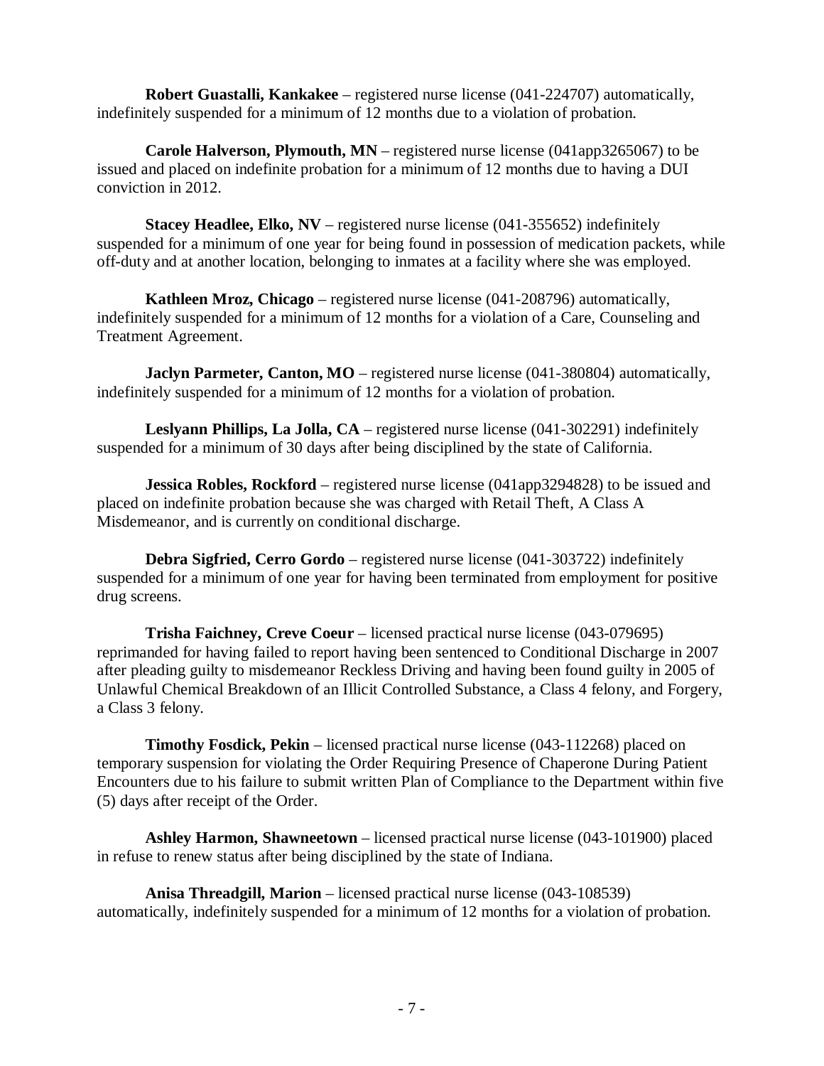**Robert Guastalli, Kankakee** – registered nurse license (041-224707) automatically, indefinitely suspended for a minimum of 12 months due to a violation of probation.

**Carole Halverson, Plymouth, MN** – registered nurse license (041app3265067) to be issued and placed on indefinite probation for a minimum of 12 months due to having a DUI conviction in 2012.

**Stacey Headlee, Elko, NV** – registered nurse license (041-355652) indefinitely suspended for a minimum of one year for being found in possession of medication packets, while off-duty and at another location, belonging to inmates at a facility where she was employed.

**Kathleen Mroz, Chicago** – registered nurse license (041-208796) automatically, indefinitely suspended for a minimum of 12 months for a violation of a Care, Counseling and Treatment Agreement.

**Jaclyn Parmeter, Canton, MO** – registered nurse license (041-380804) automatically, indefinitely suspended for a minimum of 12 months for a violation of probation.

**Leslyann Phillips, La Jolla, CA** – registered nurse license (041-302291) indefinitely suspended for a minimum of 30 days after being disciplined by the state of California.

**Jessica Robles, Rockford** – registered nurse license (041app3294828) to be issued and placed on indefinite probation because she was charged with Retail Theft, A Class A Misdemeanor, and is currently on conditional discharge.

**Debra Sigfried, Cerro Gordo** – registered nurse license (041-303722) indefinitely suspended for a minimum of one year for having been terminated from employment for positive drug screens.

**Trisha Faichney, Creve Coeur** – licensed practical nurse license (043-079695) reprimanded for having failed to report having been sentenced to Conditional Discharge in 2007 after pleading guilty to misdemeanor Reckless Driving and having been found guilty in 2005 of Unlawful Chemical Breakdown of an Illicit Controlled Substance, a Class 4 felony, and Forgery, a Class 3 felony.

**Timothy Fosdick, Pekin** – licensed practical nurse license (043-112268) placed on temporary suspension for violating the Order Requiring Presence of Chaperone During Patient Encounters due to his failure to submit written Plan of Compliance to the Department within five (5) days after receipt of the Order.

**Ashley Harmon, Shawneetown** – licensed practical nurse license (043-101900) placed in refuse to renew status after being disciplined by the state of Indiana.

**Anisa Threadgill, Marion** – licensed practical nurse license (043-108539) automatically, indefinitely suspended for a minimum of 12 months for a violation of probation.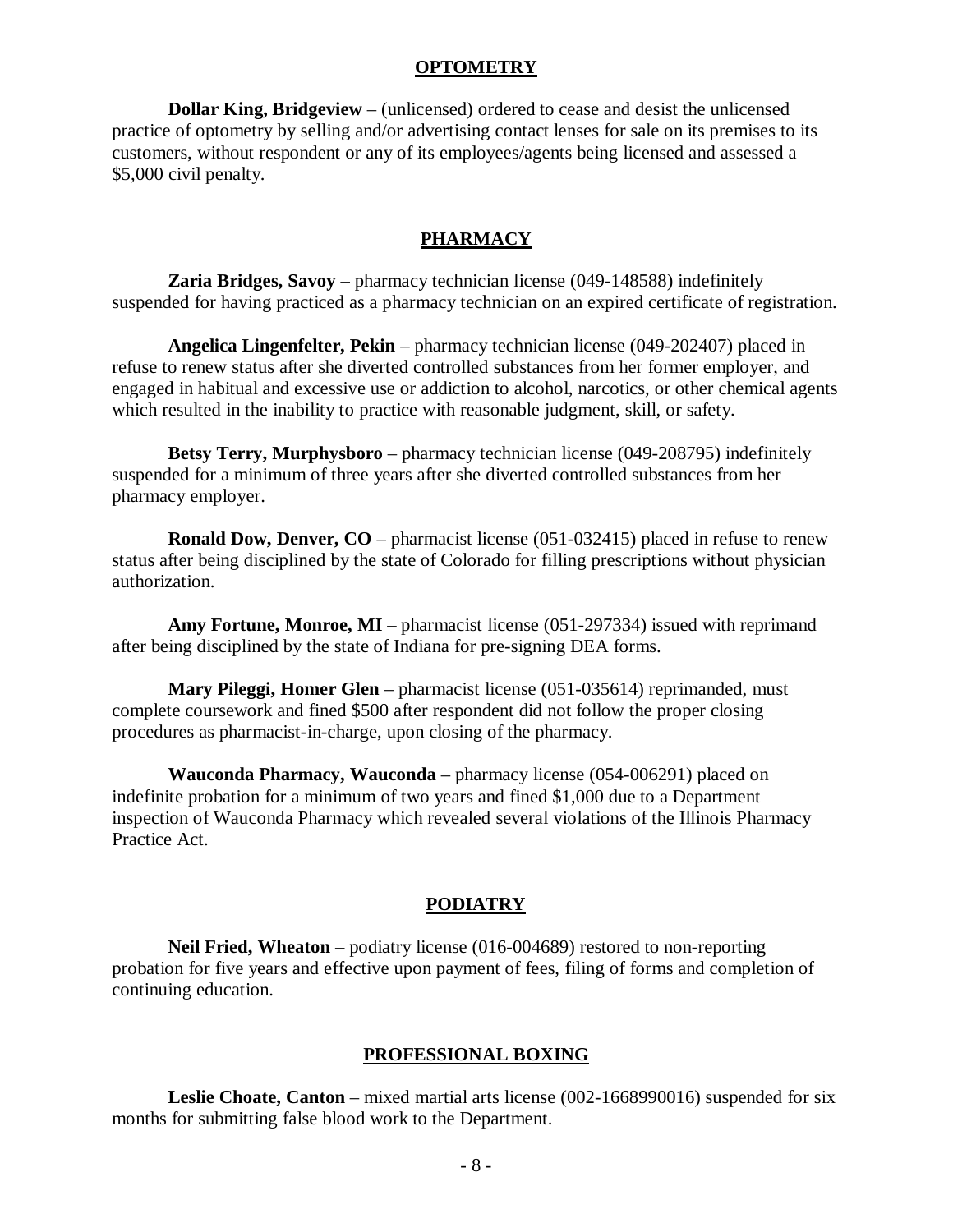## OPTOMETRY

**Dollar King, Bridgeview** – (unlicensed) ordered to cease and desist the unlicensed practice of optometry by selling and/or advertising contact lenses for sale on its premises to its customers, without respondent or any of its employees/agents being licensed and assessed a $5,000 civil penalty.

## PHARMACY

**Zaria Bridges, Savoy** – pharmacy technician license (049-148588) indefinitely suspended for having practiced as a pharmacy technician on an expired certificate of registration.

**Angelica Lingenfelter, Pekin** – pharmacy technician license (049-202407) placed in refuse to renew status after she diverted controlled substances from her former employer, and engaged in habitual and excessive use or addiction to alcohol, narcotics, or other chemical agents which resulted in the inability to practice with reasonable judgment, skill, or safety.

**Betsy Terry, Murphysboro** – pharmacy technician license (049-208795) indefinitely suspended for a minimum of three years after she diverted controlled substances from her pharmacy employer.

**Ronald Dow, Denver, CO** – pharmacist license (051-032415) placed in refuse to renew status after being disciplined by the state of Colorado for filling prescriptions without physician authorization.

**Amy Fortune, Monroe, MI** – pharmacist license (051-297334) issued with reprimand after being disciplined by the state of Indiana for pre-signing DEA forms.

**Mary Pileggi, Homer Glen** – pharmacist license (051-035614) reprimanded, must complete coursework and fined $500 after respondent did not follow the proper closing procedures as pharmacist-in-charge, upon closing of the pharmacy.

**Wauconda Pharmacy, Wauconda** – pharmacy license (054-006291) placed on indefinite probation for a minimum of two years and fined $1,000 due to a Department inspection of Wauconda Pharmacy which revealed several violations of the Illinois Pharmacy Practice Act.

## PODIATRY

**Neil Fried, Wheaton** – podiatry license (016-004689) restored to non-reporting probation for five years and effective upon payment of fees, filing of forms and completion of continuing education.

## PROFESSIONAL BOXING

**Leslie Choate, Canton** – mixed martial arts license (002-1668990016) suspended for six months for submitting false blood work to the Department.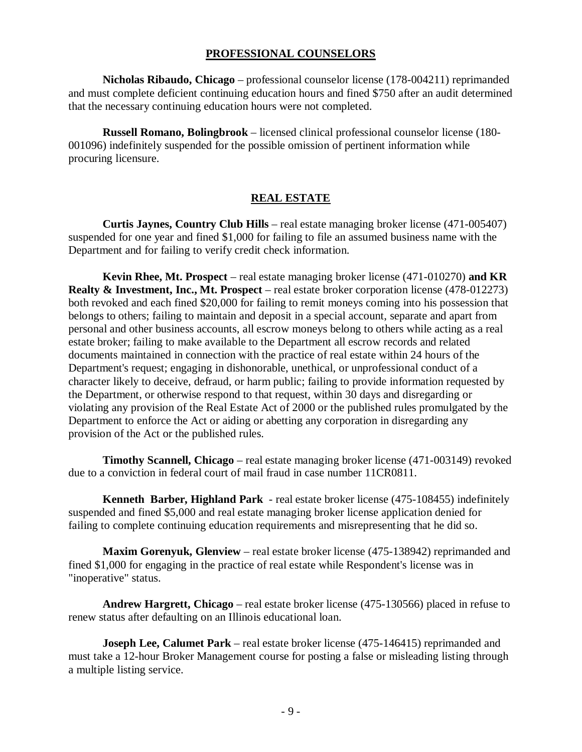## PROFESSIONAL COUNSELORS

**Nicholas Ribaudo, Chicago** – professional counselor license (178-004211) reprimanded and must complete deficient continuing education hours and fined $750 after an audit determined that the necessary continuing education hours were not completed.

**Russell Romano, Bolingbrook** – licensed clinical professional counselor license (180-001096) indefinitely suspended for the possible omission of pertinent information while procuring licensure.

## REAL ESTATE

**Curtis Jaynes, Country Club Hills** – real estate managing broker license (471-005407) suspended for one year and fined $1,000 for failing to file an assumed business name with the Department and for failing to verify credit check information.

**Kevin Rhee, Mt. Prospect** – real estate managing broker license (471-010270) **and KR Realty & Investment, Inc., Mt. Prospect** – real estate broker corporation license (478-012273) both revoked and each fined $20,000 for failing to remit moneys coming into his possession that belongs to others; failing to maintain and deposit in a special account, separate and apart from personal and other business accounts, all escrow moneys belong to others while acting as a real estate broker; failing to make available to the Department all escrow records and related documents maintained in connection with the practice of real estate within 24 hours of the Department's request; engaging in dishonorable, unethical, or unprofessional conduct of a character likely to deceive, defraud, or harm public; failing to provide information requested by the Department, or otherwise respond to that request, within 30 days and disregarding or violating any provision of the Real Estate Act of 2000 or the published rules promulgated by the Department to enforce the Act or aiding or abetting any corporation in disregarding any provision of the Act or the published rules.

**Timothy Scannell, Chicago** – real estate managing broker license (471-003149) revoked due to a conviction in federal court of mail fraud in case number 11CR0811.

**Kenneth Barber, Highland Park** - real estate broker license (475-108455) indefinitely suspended and fined $5,000 and real estate managing broker license application denied for failing to complete continuing education requirements and misrepresenting that he did so.

**Maxim Gorenyuk, Glenview** – real estate broker license (475-138942) reprimanded and fined $1,000 for engaging in the practice of real estate while Respondent's license was in "inoperative" status.

**Andrew Hargrett, Chicago** – real estate broker license (475-130566) placed in refuse to renew status after defaulting on an Illinois educational loan.

**Joseph Lee, Calumet Park** – real estate broker license (475-146415) reprimanded and must take a 12-hour Broker Management course for posting a false or misleading listing through a multiple listing service.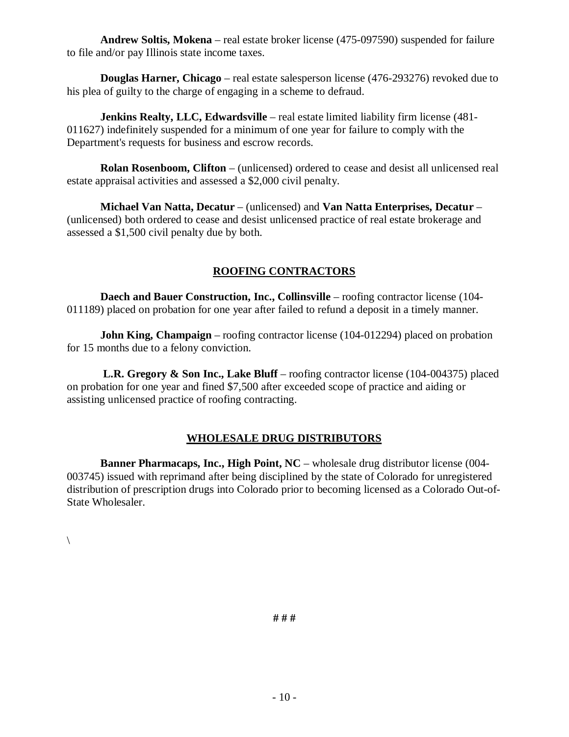**Andrew Soltis, Mokena** – real estate broker license (475-097590) suspended for failure to file and/or pay Illinois state income taxes.

**Douglas Harner, Chicago** – real estate salesperson license (476-293276) revoked due to his plea of guilty to the charge of engaging in a scheme to defraud.

**Jenkins Realty, LLC, Edwardsville** – real estate limited liability firm license (481-011627) indefinitely suspended for a minimum of one year for failure to comply with the Department's requests for business and escrow records.

**Rolan Rosenboom, Clifton** – (unlicensed) ordered to cease and desist all unlicensed real estate appraisal activities and assessed a $2,000 civil penalty.

**Michael Van Natta, Decatur** – (unlicensed) and **Van Natta Enterprises, Decatur** – (unlicensed) both ordered to cease and desist unlicensed practice of real estate brokerage and assessed a $1,500 civil penalty due by both.

## ROOFING CONTRACTORS

**Daech and Bauer Construction, Inc., Collinsville** – roofing contractor license (104-011189) placed on probation for one year after failed to refund a deposit in a timely manner.

**John King, Champaign** – roofing contractor license (104-012294) placed on probation for 15 months due to a felony conviction.

**L.R. Gregory & Son Inc., Lake Bluff** – roofing contractor license (104-004375) placed on probation for one year and fined $7,500 after exceeded scope of practice and aiding or assisting unlicensed practice of roofing contracting.

## WHOLESALE DRUG DISTRIBUTORS

**Banner Pharmacaps, Inc., High Point, NC** – wholesale drug distributor license (004-003745) issued with reprimand after being disciplined by the state of Colorado for unregistered distribution of prescription drugs into Colorado prior to becoming licensed as a Colorado Out-of-State Wholesaler.

\

# # #